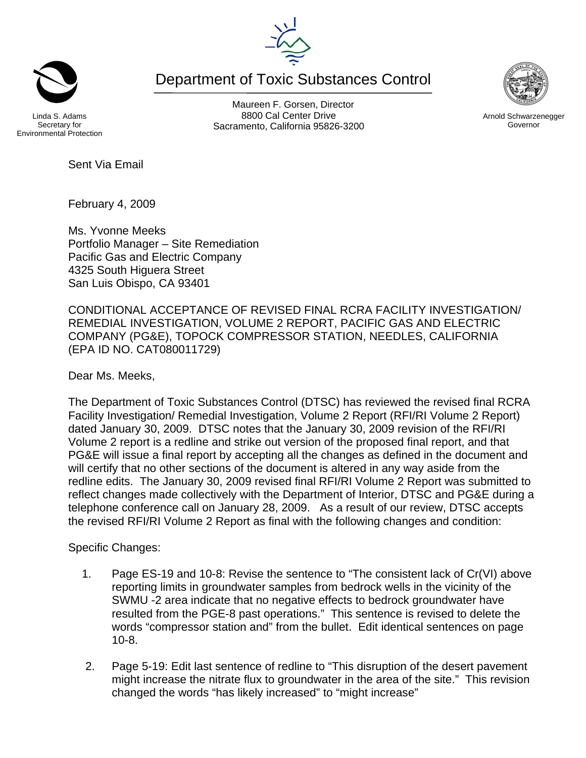Linda S. Adams
Secretary for
Environmental Protection

# Department of Toxic Substances Control

Maureen F. Gorsen, Director
8800 Cal Center Drive
Sacramento, California 95826-3200

Arnold Schwarzenegger
Governor

Sent Via Email

February 4, 2009

Ms. Yvonne Meeks
Portfolio Manager – Site Remediation
Pacific Gas and Electric Company
4325 South Higuera Street
San Luis Obispo, CA 93401

CONDITIONAL ACCEPTANCE OF REVISED FINAL RCRA FACILITY INVESTIGATION/ REMEDIAL INVESTIGATION, VOLUME 2 REPORT, PACIFIC GAS AND ELECTRIC COMPANY (PG&E), TOPOCK COMPRESSOR STATION, NEEDLES, CALIFORNIA (EPA ID NO. CAT080011729)

Dear Ms. Meeks,

The Department of Toxic Substances Control (DTSC) has reviewed the revised final RCRA Facility Investigation/ Remedial Investigation, Volume 2 Report (RFI/RI Volume 2 Report) dated January 30, 2009. DTSC notes that the January 30, 2009 revision of the RFI/RI Volume 2 report is a redline and strike out version of the proposed final report, and that PG&E will issue a final report by accepting all the changes as defined in the document and will certify that no other sections of the document is altered in any way aside from the redline edits. The January 30, 2009 revised final RFI/RI Volume 2 Report was submitted to reflect changes made collectively with the Department of Interior, DTSC and PG&E during a telephone conference call on January 28, 2009. As a result of our review, DTSC accepts the revised RFI/RI Volume 2 Report as final with the following changes and condition:

Specific Changes:

1. Page ES-19 and 10-8: Revise the sentence to "The consistent lack of Cr(VI) above reporting limits in groundwater samples from bedrock wells in the vicinity of the SWMU -2 area indicate that no negative effects to bedrock groundwater have resulted from the PGE-8 past operations." This sentence is revised to delete the words "compressor station and" from the bullet. Edit identical sentences on page 10-8.

2. Page 5-19: Edit last sentence of redline to "This disruption of the desert pavement might increase the nitrate flux to groundwater in the area of the site." This revision changed the words "has likely increased" to "might increase"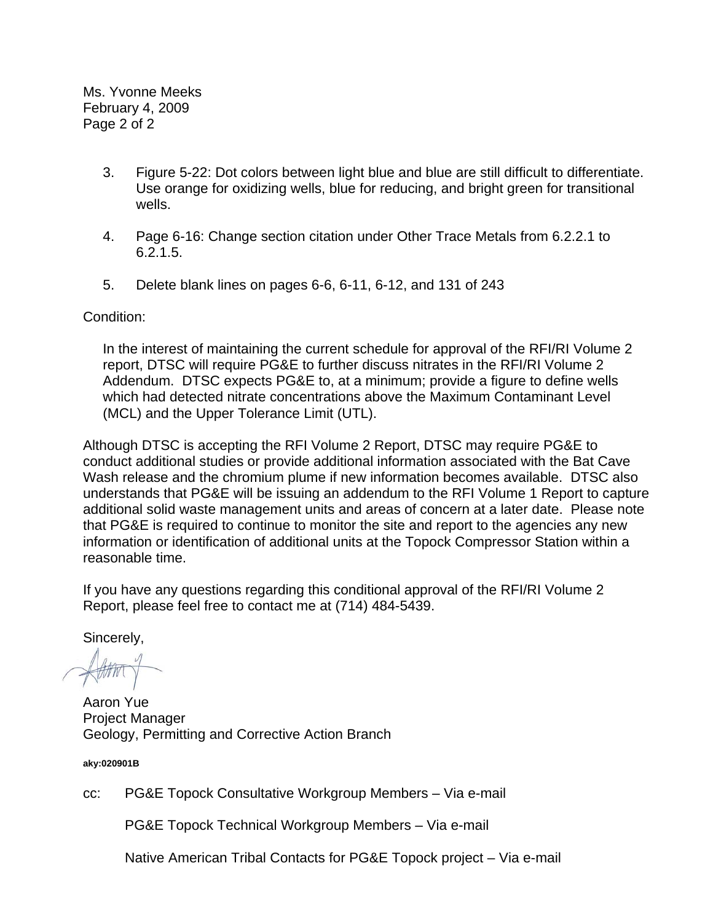Ms. Yvonne Meeks
February 4, 2009

3. Figure 5-22: Dot colors between light blue and blue are still difficult to differentiate. Use orange for oxidizing wells, blue for reducing, and bright green for transitional wells.

4. Page 6-16: Change section citation under Other Trace Metals from 6.2.2.1 to 6.2.1.5.

5. Delete blank lines on pages 6-6, 6-11, 6-12, and 131 of 243

Condition:

In the interest of maintaining the current schedule for approval of the RFI/RI Volume 2 report, DTSC will require PG&E to further discuss nitrates in the RFI/RI Volume 2 Addendum. DTSC expects PG&E to, at a minimum; provide a figure to define wells which had detected nitrate concentrations above the Maximum Contaminant Level (MCL) and the Upper Tolerance Limit (UTL).

Although DTSC is accepting the RFI Volume 2 Report, DTSC may require PG&E to conduct additional studies or provide additional information associated with the Bat Cave Wash release and the chromium plume if new information becomes available. DTSC also understands that PG&E will be issuing an addendum to the RFI Volume 1 Report to capture additional solid waste management units and areas of concern at a later date. Please note that PG&E is required to continue to monitor the site and report to the agencies any new information or identification of additional units at the Topock Compressor Station within a reasonable time.

If you have any questions regarding this conditional approval of the RFI/RI Volume 2 Report, please feel free to contact me at (714) 484-5439.

Sincerely,

Aaron Yue
Project Manager
Geology, Permitting and Corrective Action Branch

**aky:020901B**

cc: PG&E Topock Consultative Workgroup Members – Via e-mail

PG&E Topock Technical Workgroup Members – Via e-mail

Native American Tribal Contacts for PG&E Topock project – Via e-mail